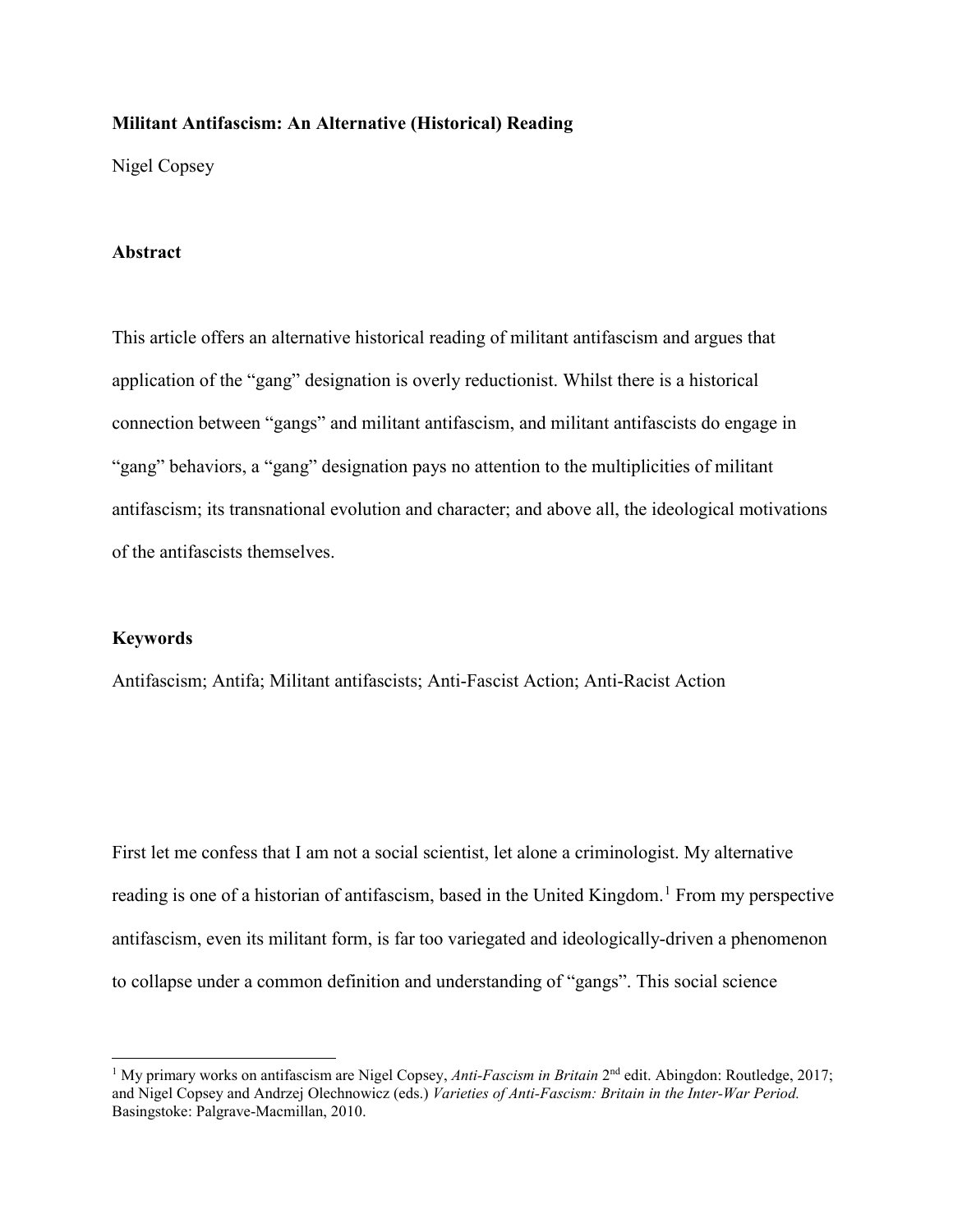**Militant Antifascism: An Alternative (Historical) Reading**

Nigel Copsey

## Abstract

This article offers an alternative historical reading of militant antifascism and argues that application of the "gang" designation is overly reductionist. Whilst there is a historical connection between "gangs" and militant antifascism, and militant antifascists do engage in "gang" behaviors, a "gang" designation pays no attention to the multiplicities of militant antifascism; its transnational evolution and character; and above all, the ideological motivations of the antifascists themselves.

## Keywords

Antifascism; Antifa; Militant antifascists; Anti-Fascist Action; Anti-Racist Action

First let me confess that I am not a social scientist, let alone a criminologist. My alternative reading is one of a historian of antifascism, based in the United Kingdom.[1] From my perspective antifascism, even its militant form, is far too variegated and ideologically-driven a phenomenon to collapse under a common definition and understanding of "gangs". This social science

[1] My primary works on antifascism are Nigel Copsey, *Anti-Fascism in Britain* 2nd edit. Abingdon: Routledge, 2017; and Nigel Copsey and Andrzej Olechnowicz (eds.) *Varieties of Anti-Fascism: Britain in the Inter-War Period.* Basingstoke: Palgrave-Macmillan, 2010.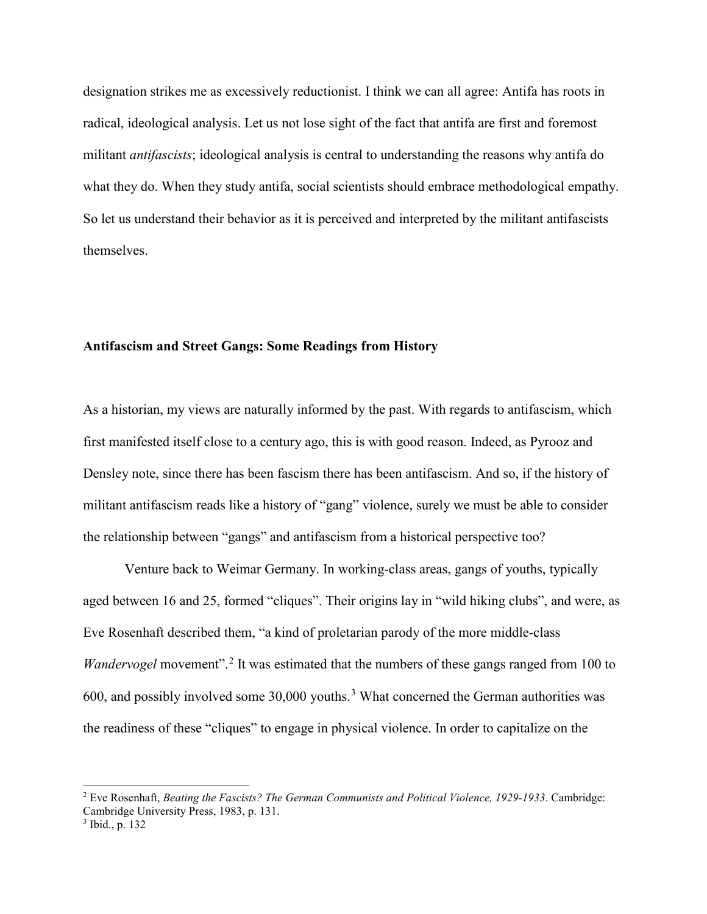designation strikes me as excessively reductionist. I think we can all agree: Antifa has roots in radical, ideological analysis. Let us not lose sight of the fact that antifa are first and foremost militant *antifascists*; ideological analysis is central to understanding the reasons why antifa do what they do. When they study antifa, social scientists should embrace methodological empathy. So let us understand their behavior as it is perceived and interpreted by the militant antifascists themselves.

**Antifascism and Street Gangs: Some Readings from History**

As a historian, my views are naturally informed by the past. With regards to antifascism, which first manifested itself close to a century ago, this is with good reason. Indeed, as Pyrooz and Densley note, since there has been fascism there has been antifascism. And so, if the history of militant antifascism reads like a history of "gang" violence, surely we must be able to consider the relationship between "gangs" and antifascism from a historical perspective too?

Venture back to Weimar Germany. In working-class areas, gangs of youths, typically aged between 16 and 25, formed "cliques". Their origins lay in "wild hiking clubs", and were, as Eve Rosenhaft described them, "a kind of proletarian parody of the more middle-class *Wandervogel* movement".[2] It was estimated that the numbers of these gangs ranged from 100 to 600, and possibly involved some 30,000 youths.[3] What concerned the German authorities was the readiness of these "cliques" to engage in physical violence. In order to capitalize on the

[2] Eve Rosenhaft, *Beating the Fascists? The German Communists and Political Violence, 1929-1933*. Cambridge: Cambridge University Press, 1983, p. 131.

[3] Ibid., p. 132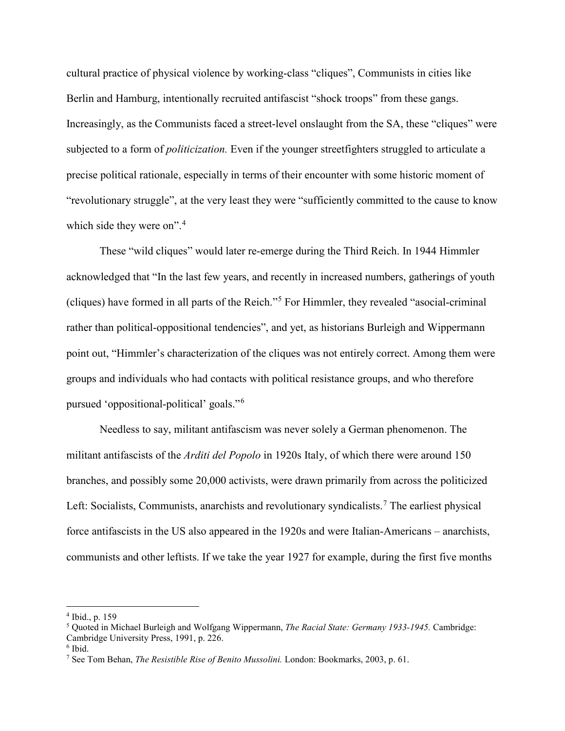cultural practice of physical violence by working-class "cliques", Communists in cities like Berlin and Hamburg, intentionally recruited antifascist "shock troops" from these gangs. Increasingly, as the Communists faced a street-level onslaught from the SA, these "cliques" were subjected to a form of *politicization.* Even if the younger streetfighters struggled to articulate a precise political rationale, especially in terms of their encounter with some historic moment of "revolutionary struggle", at the very least they were "sufficiently committed to the cause to know which side they were on".[4]

These "wild cliques" would later re-emerge during the Third Reich. In 1944 Himmler acknowledged that "In the last few years, and recently in increased numbers, gatherings of youth (cliques) have formed in all parts of the Reich."[5] For Himmler, they revealed "asocial-criminal rather than political-oppositional tendencies", and yet, as historians Burleigh and Wippermann point out, "Himmler's characterization of the cliques was not entirely correct. Among them were groups and individuals who had contacts with political resistance groups, and who therefore pursued 'oppositional-political' goals."[6]

Needless to say, militant antifascism was never solely a German phenomenon. The militant antifascists of the *Arditi del Popolo* in 1920s Italy, of which there were around 150 branches, and possibly some 20,000 activists, were drawn primarily from across the politicized Left: Socialists, Communists, anarchists and revolutionary syndicalists.[7] The earliest physical force antifascists in the US also appeared in the 1920s and were Italian-Americans – anarchists, communists and other leftists. If we take the year 1927 for example, during the first five months

---

[4] Ibid., p. 159

[5] Quoted in Michael Burleigh and Wolfgang Wippermann, *The Racial State: Germany 1933-1945.* Cambridge: Cambridge University Press, 1991, p. 226.

[6] Ibid.

[7] See Tom Behan, *The Resistible Rise of Benito Mussolini.* London: Bookmarks, 2003, p. 61.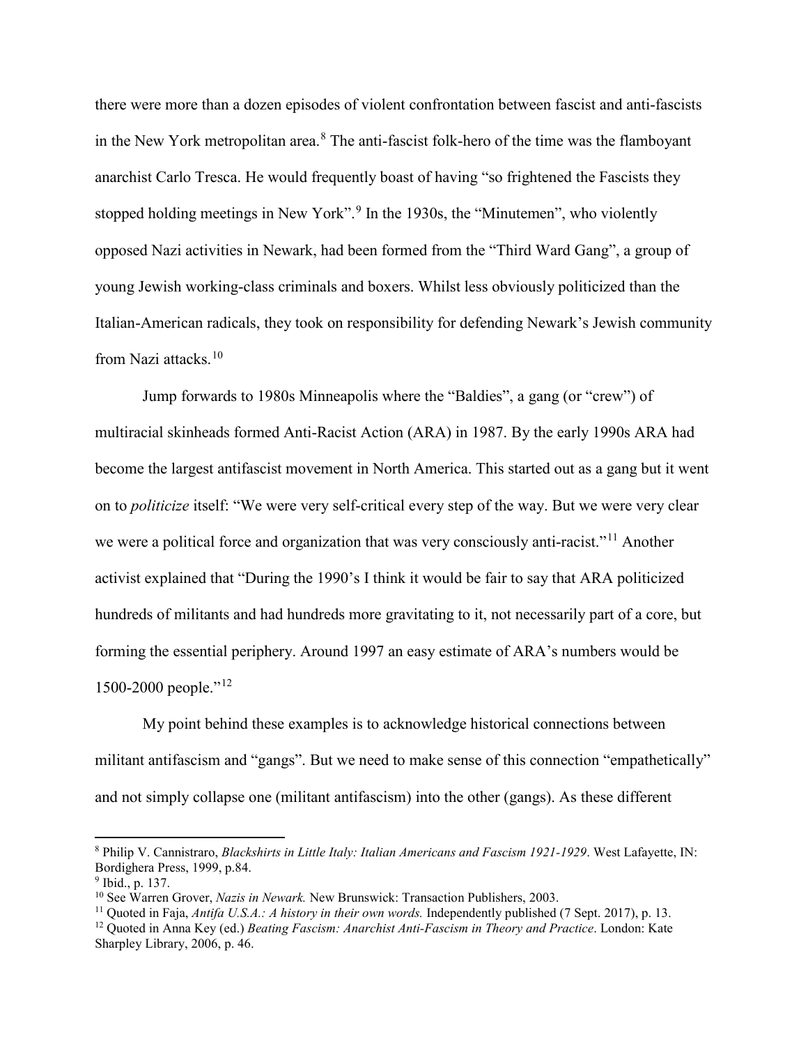there were more than a dozen episodes of violent confrontation between fascist and anti-fascists in the New York metropolitan area.[8] The anti-fascist folk-hero of the time was the flamboyant anarchist Carlo Tresca. He would frequently boast of having "so frightened the Fascists they stopped holding meetings in New York".[9] In the 1930s, the "Minutemen", who violently opposed Nazi activities in Newark, had been formed from the "Third Ward Gang", a group of young Jewish working-class criminals and boxers. Whilst less obviously politicized than the Italian-American radicals, they took on responsibility for defending Newark's Jewish community from Nazi attacks.[10]

Jump forwards to 1980s Minneapolis where the "Baldies", a gang (or "crew") of multiracial skinheads formed Anti-Racist Action (ARA) in 1987. By the early 1990s ARA had become the largest antifascist movement in North America. This started out as a gang but it went on to *politicize* itself: "We were very self-critical every step of the way. But we were very clear we were a political force and organization that was very consciously anti-racist."[11] Another activist explained that "During the 1990's I think it would be fair to say that ARA politicized hundreds of militants and had hundreds more gravitating to it, not necessarily part of a core, but forming the essential periphery. Around 1997 an easy estimate of ARA's numbers would be 1500-2000 people."[12]

My point behind these examples is to acknowledge historical connections between militant antifascism and "gangs". But we need to make sense of this connection "empathetically" and not simply collapse one (militant antifascism) into the other (gangs). As these different

---

[8] Philip V. Cannistraro, *Blackshirts in Little Italy: Italian Americans and Fascism 1921-1929*. West Lafayette, IN: Bordighera Press, 1999, p.84.

[9] Ibid., p. 137.

[10] See Warren Grover, *Nazis in Newark.* New Brunswick: Transaction Publishers, 2003.

[11] Quoted in Faja, *Antifa U.S.A.: A history in their own words.* Independently published (7 Sept. 2017), p. 13.

[12] Quoted in Anna Key (ed.) *Beating Fascism: Anarchist Anti-Fascism in Theory and Practice*. London: Kate Sharpley Library, 2006, p. 46.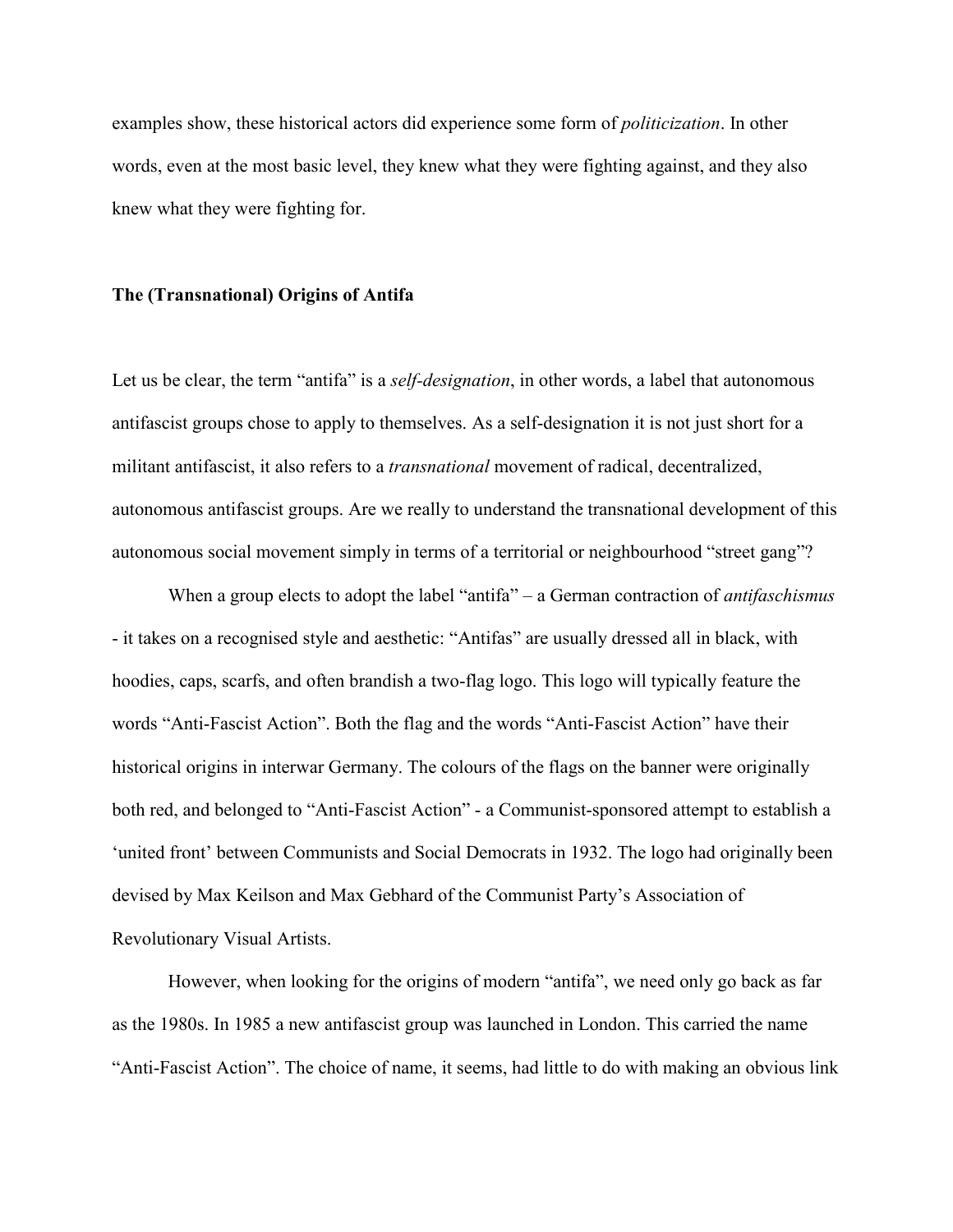examples show, these historical actors did experience some form of *politicization*. In other words, even at the most basic level, they knew what they were fighting against, and they also knew what they were fighting for.

## The (Transnational) Origins of Antifa

Let us be clear, the term "antifa" is a *self-designation*, in other words, a label that autonomous antifascist groups chose to apply to themselves. As a self-designation it is not just short for a militant antifascist, it also refers to a *transnational* movement of radical, decentralized, autonomous antifascist groups. Are we really to understand the transnational development of this autonomous social movement simply in terms of a territorial or neighbourhood "street gang"?

When a group elects to adopt the label "antifa" – a German contraction of *antifaschismus* - it takes on a recognised style and aesthetic: "Antifas" are usually dressed all in black, with hoodies, caps, scarfs, and often brandish a two-flag logo. This logo will typically feature the words "Anti-Fascist Action". Both the flag and the words "Anti-Fascist Action" have their historical origins in interwar Germany. The colours of the flags on the banner were originally both red, and belonged to "Anti-Fascist Action" - a Communist-sponsored attempt to establish a 'united front' between Communists and Social Democrats in 1932. The logo had originally been devised by Max Keilson and Max Gebhard of the Communist Party's Association of Revolutionary Visual Artists.

However, when looking for the origins of modern "antifa", we need only go back as far as the 1980s. In 1985 a new antifascist group was launched in London. This carried the name "Anti-Fascist Action". The choice of name, it seems, had little to do with making an obvious link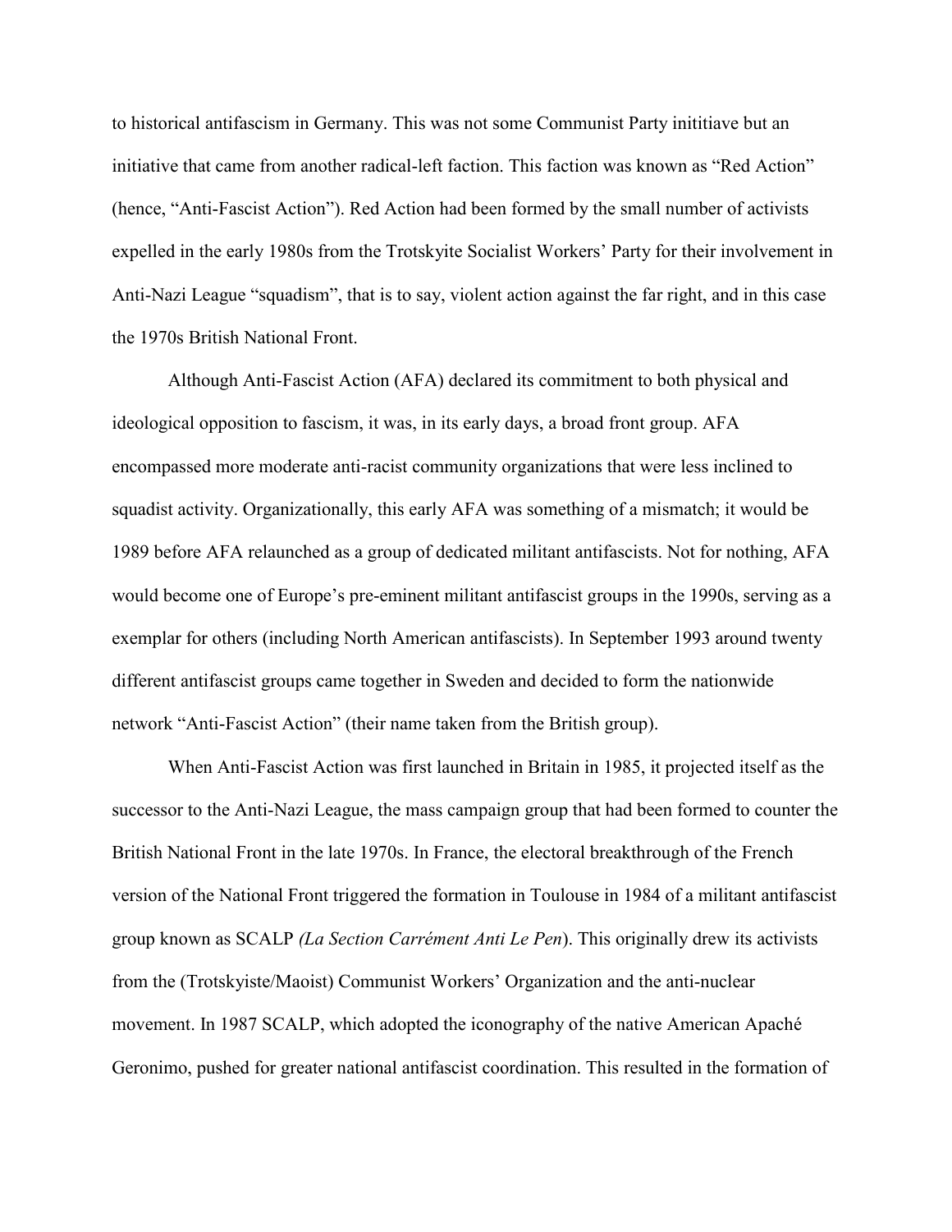to historical antifascism in Germany. This was not some Communist Party inititiave but an initiative that came from another radical-left faction. This faction was known as "Red Action" (hence, "Anti-Fascist Action"). Red Action had been formed by the small number of activists expelled in the early 1980s from the Trotskyite Socialist Workers' Party for their involvement in Anti-Nazi League "squadism", that is to say, violent action against the far right, and in this case the 1970s British National Front.

Although Anti-Fascist Action (AFA) declared its commitment to both physical and ideological opposition to fascism, it was, in its early days, a broad front group. AFA encompassed more moderate anti-racist community organizations that were less inclined to squadist activity. Organizationally, this early AFA was something of a mismatch; it would be 1989 before AFA relaunched as a group of dedicated militant antifascists. Not for nothing, AFA would become one of Europe's pre-eminent militant antifascist groups in the 1990s, serving as a exemplar for others (including North American antifascists). In September 1993 around twenty different antifascist groups came together in Sweden and decided to form the nationwide network "Anti-Fascist Action" (their name taken from the British group).

When Anti-Fascist Action was first launched in Britain in 1985, it projected itself as the successor to the Anti-Nazi League, the mass campaign group that had been formed to counter the British National Front in the late 1970s. In France, the electoral breakthrough of the French version of the National Front triggered the formation in Toulouse in 1984 of a militant antifascist group known as SCALP *(La Section Carrément Anti Le Pen*). This originally drew its activists from the (Trotskyiste/Maoist) Communist Workers' Organization and the anti-nuclear movement. In 1987 SCALP, which adopted the iconography of the native American Apaché Geronimo, pushed for greater national antifascist coordination. This resulted in the formation of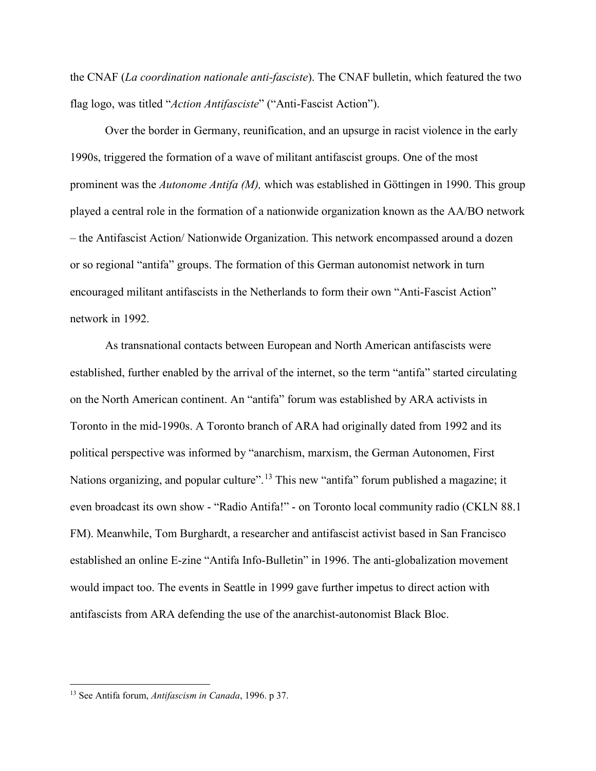the CNAF (*La coordination nationale anti-fasciste*). The CNAF bulletin, which featured the two flag logo, was titled "*Action Antifasciste*" ("Anti-Fascist Action").

Over the border in Germany, reunification, and an upsurge in racist violence in the early 1990s, triggered the formation of a wave of militant antifascist groups. One of the most prominent was the *Autonome Antifa (M),* which was established in Göttingen in 1990. This group played a central role in the formation of a nationwide organization known as the AA/BO network – the Antifascist Action/ Nationwide Organization. This network encompassed around a dozen or so regional "antifa" groups. The formation of this German autonomist network in turn encouraged militant antifascists in the Netherlands to form their own "Anti-Fascist Action" network in 1992.

As transnational contacts between European and North American antifascists were established, further enabled by the arrival of the internet, so the term "antifa" started circulating on the North American continent. An "antifa" forum was established by ARA activists in Toronto in the mid-1990s. A Toronto branch of ARA had originally dated from 1992 and its political perspective was informed by "anarchism, marxism, the German Autonomen, First Nations organizing, and popular culture".[13] This new "antifa" forum published a magazine; it even broadcast its own show - "Radio Antifa!" - on Toronto local community radio (CKLN 88.1 FM). Meanwhile, Tom Burghardt, a researcher and antifascist activist based in San Francisco established an online E-zine "Antifa Info-Bulletin" in 1996. The anti-globalization movement would impact too. The events in Seattle in 1999 gave further impetus to direct action with antifascists from ARA defending the use of the anarchist-autonomist Black Bloc.

[13] See Antifa forum, *Antifascism in Canada*, 1996. p 37.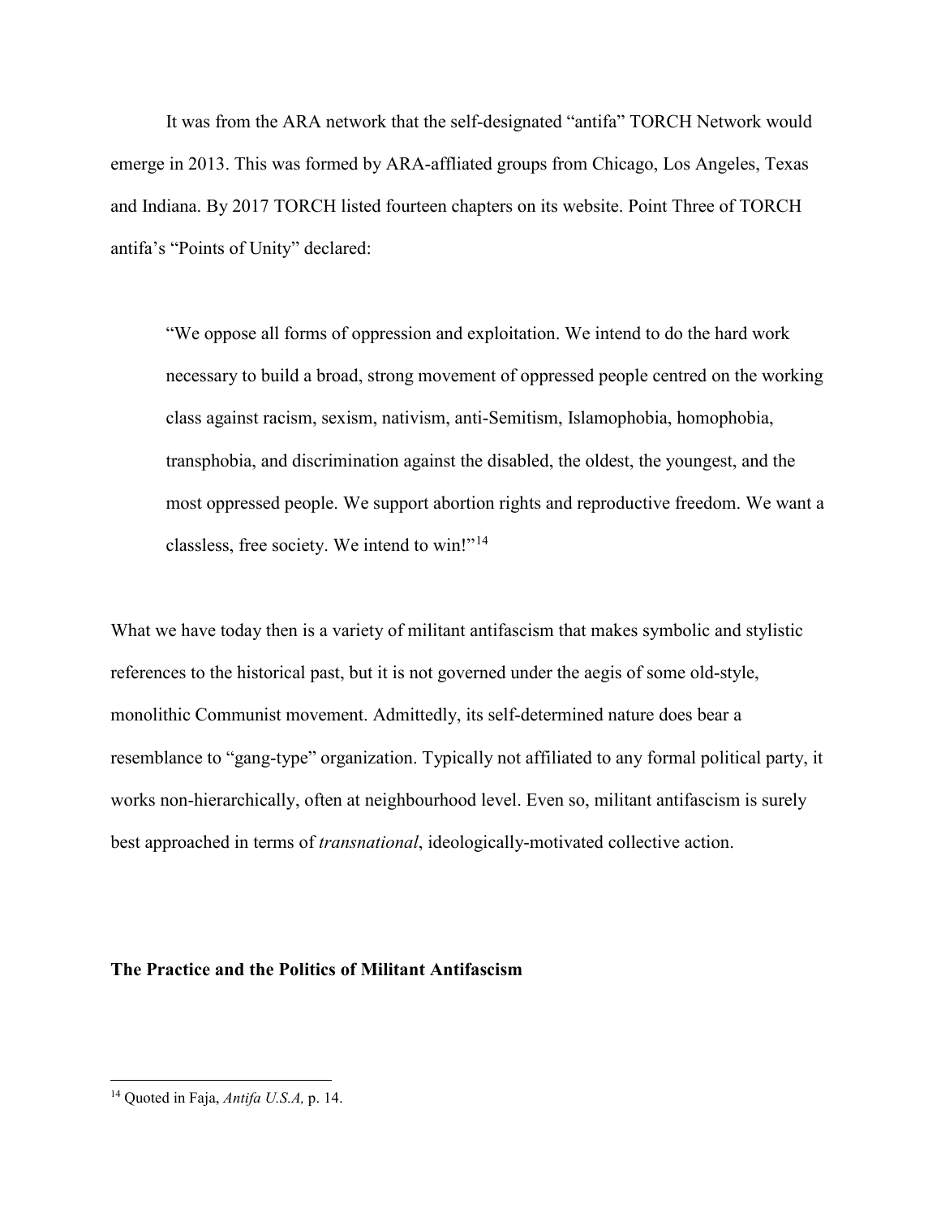It was from the ARA network that the self-designated "antifa" TORCH Network would emerge in 2013. This was formed by ARA-affliated groups from Chicago, Los Angeles, Texas and Indiana. By 2017 TORCH listed fourteen chapters on its website. Point Three of TORCH antifa's "Points of Unity" declared:

> "We oppose all forms of oppression and exploitation. We intend to do the hard work necessary to build a broad, strong movement of oppressed people centred on the working class against racism, sexism, nativism, anti-Semitism, Islamophobia, homophobia, transphobia, and discrimination against the disabled, the oldest, the youngest, and the most oppressed people. We support abortion rights and reproductive freedom. We want a classless, free society. We intend to win!"[14]

What we have today then is a variety of militant antifascism that makes symbolic and stylistic references to the historical past, but it is not governed under the aegis of some old-style, monolithic Communist movement. Admittedly, its self-determined nature does bear a resemblance to "gang-type" organization. Typically not affiliated to any formal political party, it works non-hierarchically, often at neighbourhood level. Even so, militant antifascism is surely best approached in terms of *transnational*, ideologically-motivated collective action.

**The Practice and the Politics of Militant Antifascism**

[14] Quoted in Faja, *Antifa U.S.A,* p. 14.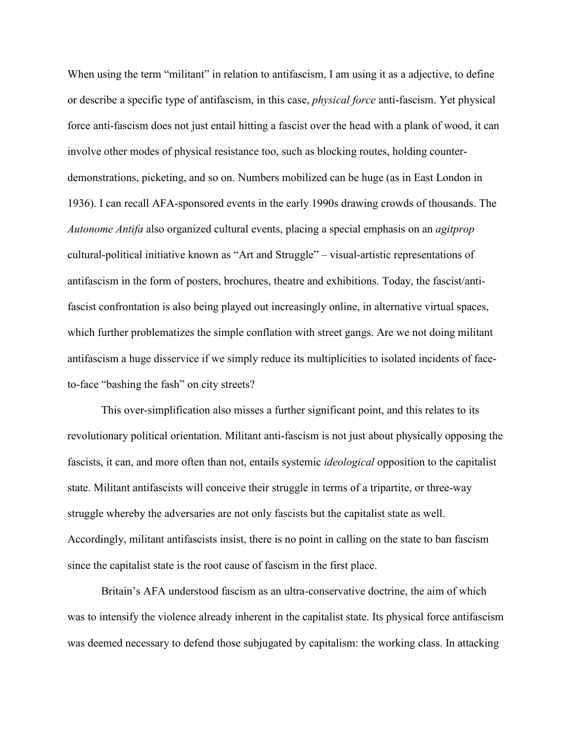When using the term "militant" in relation to antifascism, I am using it as a adjective, to define or describe a specific type of antifascism, in this case, *physical force* anti-fascism. Yet physical force anti-fascism does not just entail hitting a fascist over the head with a plank of wood, it can involve other modes of physical resistance too, such as blocking routes, holding counter-demonstrations, picketing, and so on. Numbers mobilized can be huge (as in East London in 1936). I can recall AFA-sponsored events in the early 1990s drawing crowds of thousands. The *Autonome Antifa* also organized cultural events, placing a special emphasis on an *agitprop* cultural-political initiative known as "Art and Struggle" – visual-artistic representations of antifascism in the form of posters, brochures, theatre and exhibitions. Today, the fascist/anti-fascist confrontation is also being played out increasingly online, in alternative virtual spaces, which further problematizes the simple conflation with street gangs. Are we not doing militant antifascism a huge disservice if we simply reduce its multiplicities to isolated incidents of face-to-face "bashing the fash" on city streets?

This over-simplification also misses a further significant point, and this relates to its revolutionary political orientation. Militant anti-fascism is not just about physically opposing the fascists, it can, and more often than not, entails systemic *ideological* opposition to the capitalist state. Militant antifascists will conceive their struggle in terms of a tripartite, or three-way struggle whereby the adversaries are not only fascists but the capitalist state as well. Accordingly, militant antifascists insist, there is no point in calling on the state to ban fascism since the capitalist state is the root cause of fascism in the first place.

Britain's AFA understood fascism as an ultra-conservative doctrine, the aim of which was to intensify the violence already inherent in the capitalist state. Its physical force antifascism was deemed necessary to defend those subjugated by capitalism: the working class. In attacking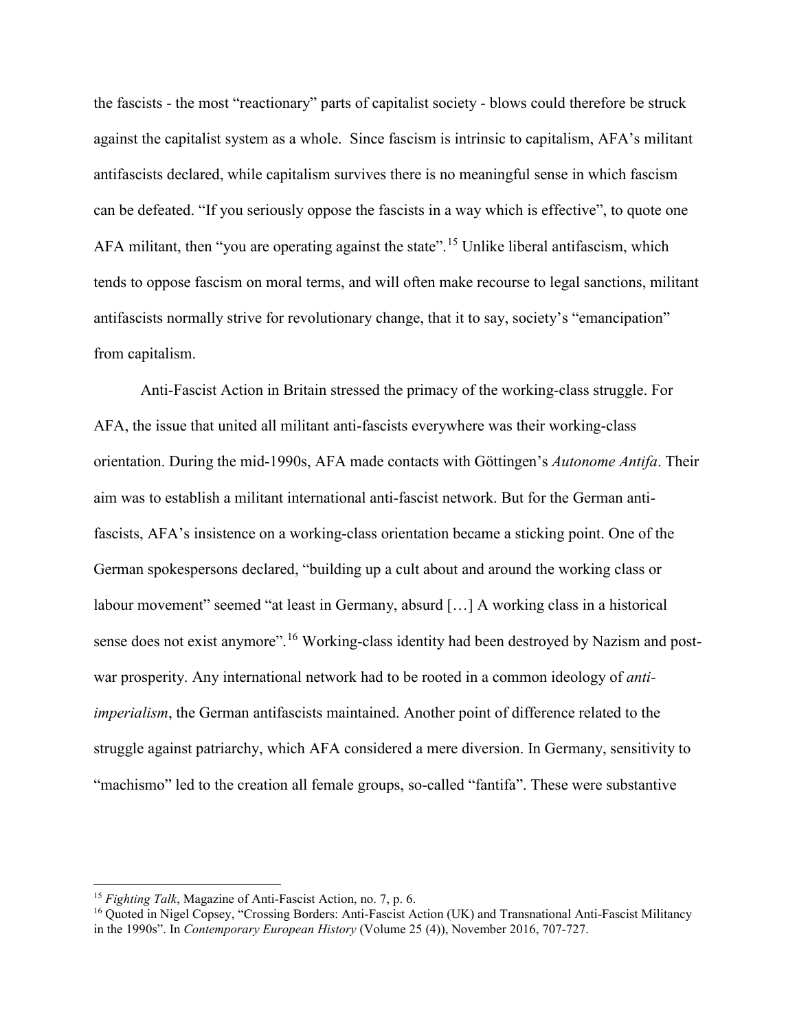the fascists - the most "reactionary" parts of capitalist society - blows could therefore be struck against the capitalist system as a whole. Since fascism is intrinsic to capitalism, AFA's militant antifascists declared, while capitalism survives there is no meaningful sense in which fascism can be defeated. "If you seriously oppose the fascists in a way which is effective", to quote one AFA militant, then "you are operating against the state".[15] Unlike liberal antifascism, which tends to oppose fascism on moral terms, and will often make recourse to legal sanctions, militant antifascists normally strive for revolutionary change, that it to say, society's "emancipation" from capitalism.

Anti-Fascist Action in Britain stressed the primacy of the working-class struggle. For AFA, the issue that united all militant anti-fascists everywhere was their working-class orientation. During the mid-1990s, AFA made contacts with Göttingen's *Autonome Antifa*. Their aim was to establish a militant international anti-fascist network. But for the German anti-fascists, AFA's insistence on a working-class orientation became a sticking point. One of the German spokespersons declared, "building up a cult about and around the working class or labour movement" seemed "at least in Germany, absurd […] A working class in a historical sense does not exist anymore".[16] Working-class identity had been destroyed by Nazism and post-war prosperity. Any international network had to be rooted in a common ideology of *anti-imperialism*, the German antifascists maintained. Another point of difference related to the struggle against patriarchy, which AFA considered a mere diversion. In Germany, sensitivity to "machismo" led to the creation all female groups, so-called "fantifa". These were substantive

[15] *Fighting Talk*, Magazine of Anti-Fascist Action, no. 7, p. 6.

[16] Quoted in Nigel Copsey, "Crossing Borders: Anti-Fascist Action (UK) and Transnational Anti-Fascist Militancy in the 1990s". In *Contemporary European History* (Volume 25 (4)), November 2016, 707-727.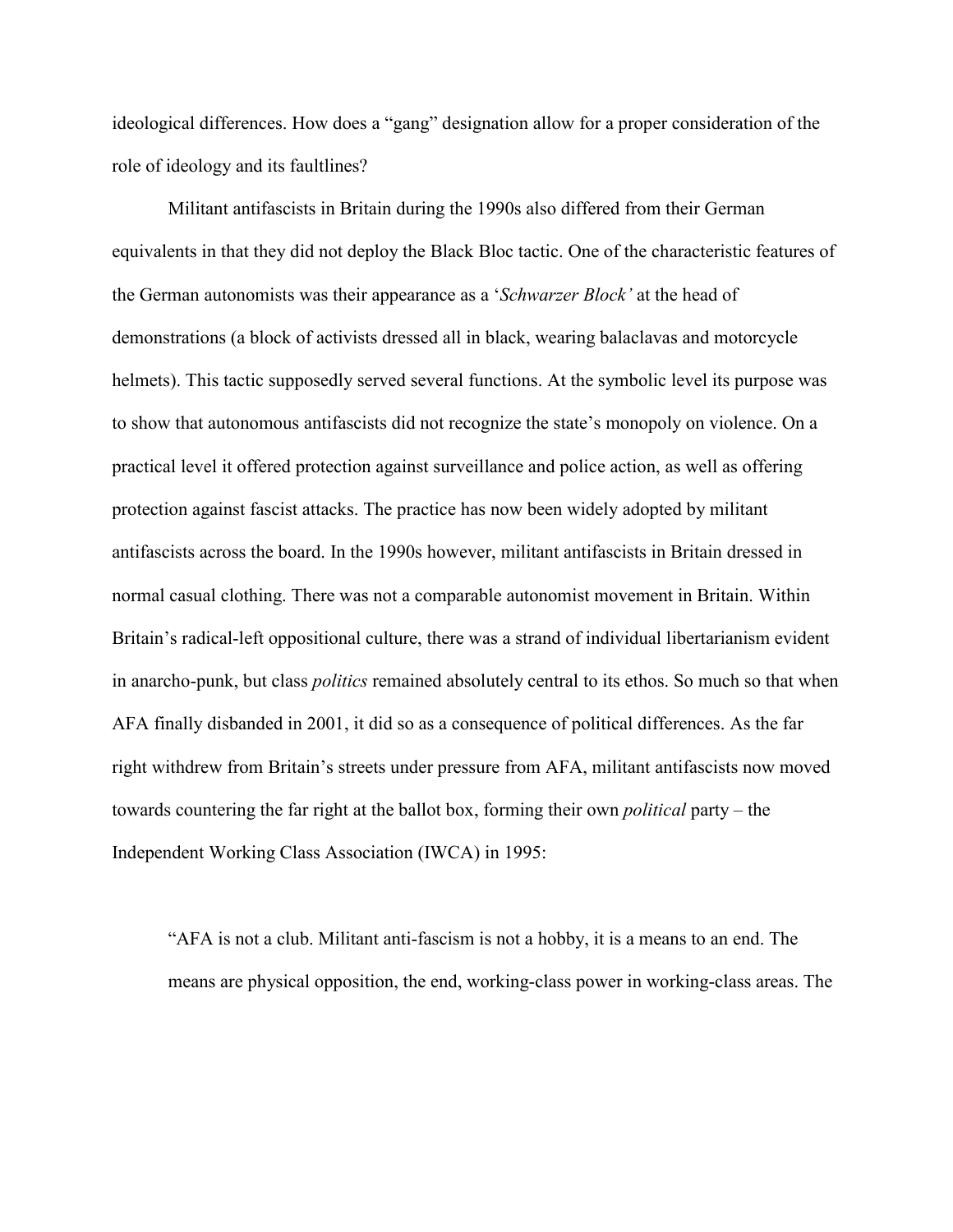ideological differences. How does a "gang" designation allow for a proper consideration of the role of ideology and its faultlines?

Militant antifascists in Britain during the 1990s also differed from their German equivalents in that they did not deploy the Black Bloc tactic. One of the characteristic features of the German autonomists was their appearance as a '*Schwarzer Block'* at the head of demonstrations (a block of activists dressed all in black, wearing balaclavas and motorcycle helmets). This tactic supposedly served several functions. At the symbolic level its purpose was to show that autonomous antifascists did not recognize the state's monopoly on violence. On a practical level it offered protection against surveillance and police action, as well as offering protection against fascist attacks. The practice has now been widely adopted by militant antifascists across the board. In the 1990s however, militant antifascists in Britain dressed in normal casual clothing. There was not a comparable autonomist movement in Britain. Within Britain's radical-left oppositional culture, there was a strand of individual libertarianism evident in anarcho-punk, but class *politics* remained absolutely central to its ethos. So much so that when AFA finally disbanded in 2001, it did so as a consequence of political differences. As the far right withdrew from Britain's streets under pressure from AFA, militant antifascists now moved towards countering the far right at the ballot box, forming their own *political* party – the Independent Working Class Association (IWCA) in 1995:

> "AFA is not a club. Militant anti-fascism is not a hobby, it is a means to an end. The means are physical opposition, the end, working-class power in working-class areas. The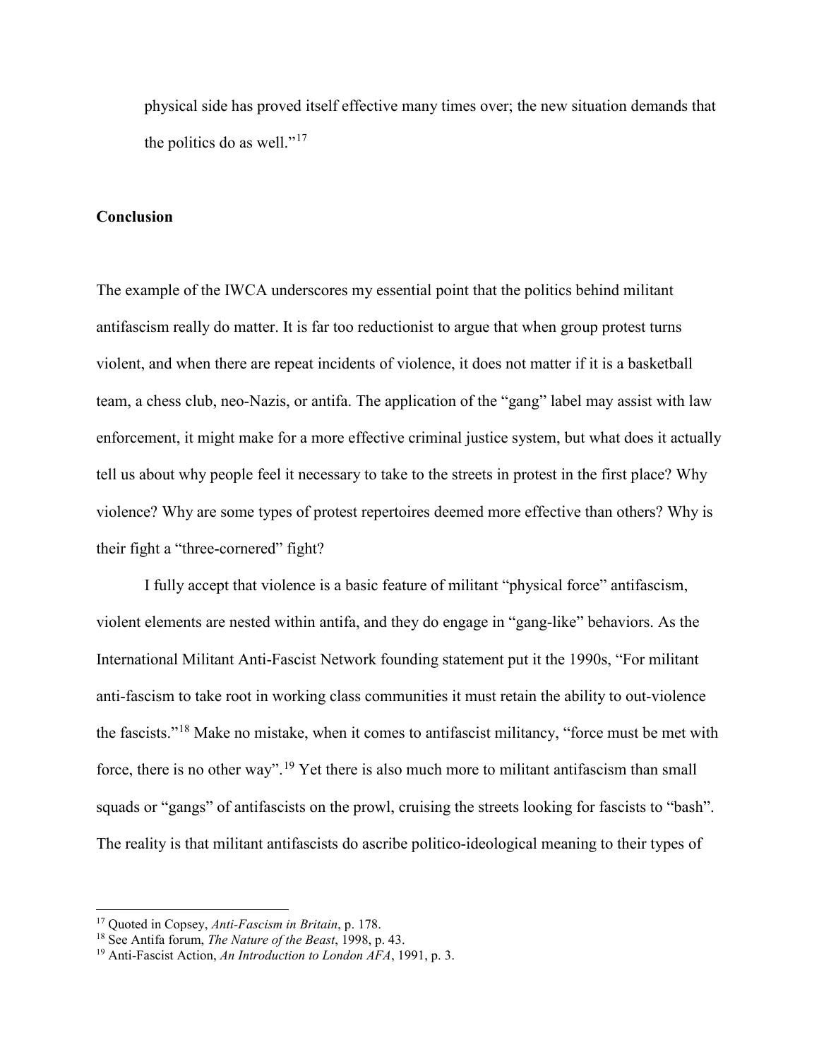physical side has proved itself effective many times over; the new situation demands that the politics do as well."[17]

## Conclusion

The example of the IWCA underscores my essential point that the politics behind militant antifascism really do matter. It is far too reductionist to argue that when group protest turns violent, and when there are repeat incidents of violence, it does not matter if it is a basketball team, a chess club, neo-Nazis, or antifa. The application of the "gang" label may assist with law enforcement, it might make for a more effective criminal justice system, but what does it actually tell us about why people feel it necessary to take to the streets in protest in the first place? Why violence? Why are some types of protest repertoires deemed more effective than others? Why is their fight a "three-cornered" fight?

I fully accept that violence is a basic feature of militant "physical force" antifascism, violent elements are nested within antifa, and they do engage in "gang-like" behaviors. As the International Militant Anti-Fascist Network founding statement put it the 1990s, "For militant anti-fascism to take root in working class communities it must retain the ability to out-violence the fascists."[18] Make no mistake, when it comes to antifascist militancy, "force must be met with force, there is no other way".[19] Yet there is also much more to militant antifascism than small squads or "gangs" of antifascists on the prowl, cruising the streets looking for fascists to "bash". The reality is that militant antifascists do ascribe politico-ideological meaning to their types of

---

[17] Quoted in Copsey, *Anti-Fascism in Britain*, p. 178.

[18] See Antifa forum, *The Nature of the Beast*, 1998, p. 43.

[19] Anti-Fascist Action, *An Introduction to London AFA*, 1991, p. 3.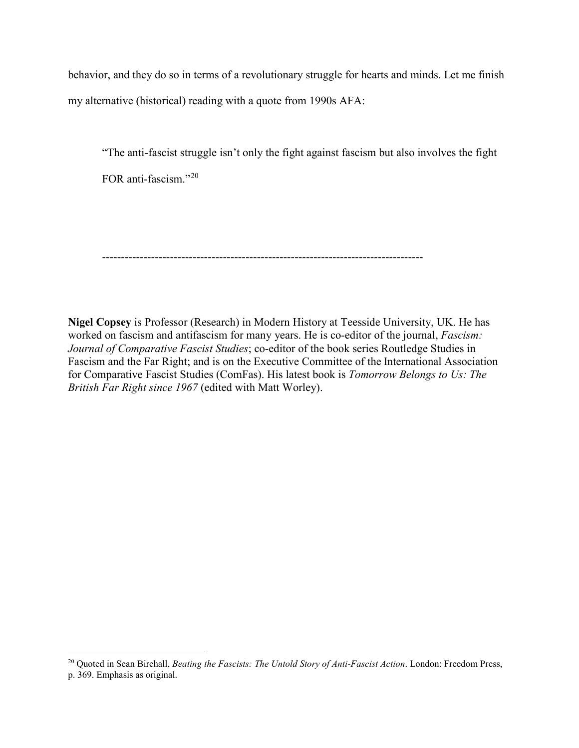behavior, and they do so in terms of a revolutionary struggle for hearts and minds. Let me finish my alternative (historical) reading with a quote from 1990s AFA:

> "The anti-fascist struggle isn't only the fight against fascism but also involves the fight FOR anti-fascism."[20]

-----------------------------------------------------------------------------------

**Nigel Copsey** is Professor (Research) in Modern History at Teesside University, UK. He has worked on fascism and antifascism for many years. He is co-editor of the journal, *Fascism: Journal of Comparative Fascist Studies*; co-editor of the book series Routledge Studies in Fascism and the Far Right; and is on the Executive Committee of the International Association for Comparative Fascist Studies (ComFas). His latest book is *Tomorrow Belongs to Us: The British Far Right since 1967* (edited with Matt Worley).

---

[20] Quoted in Sean Birchall, *Beating the Fascists: The Untold Story of Anti-Fascist Action*. London: Freedom Press, p. 369. Emphasis as original.